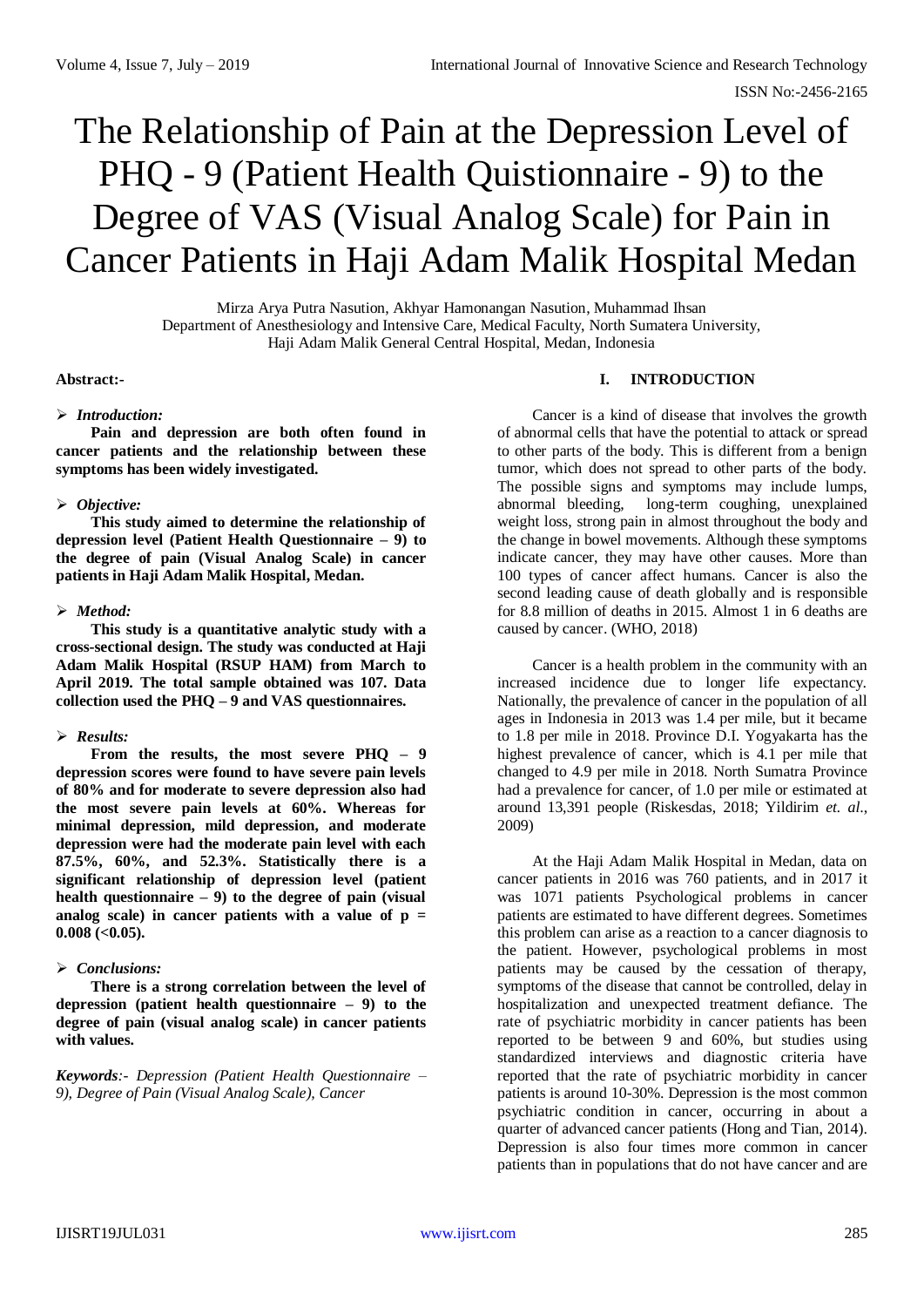# The Relationship of Pain at the Depression Level of PHQ - 9 (Patient Health Quistionnaire - 9) to the Degree of VAS (Visual Analog Scale) for Pain in Cancer Patients in Haji Adam Malik Hospital Medan

Mirza Arya Putra Nasution, Akhyar Hamonangan Nasution, Muhammad Ihsan
Department of Anesthesiology and Intensive Care, Medical Faculty, North Sumatera University,
Haji Adam Malik General Central Hospital, Medan, Indonesia

**Abstract:-**

➢ ***Introduction:***

**Pain and depression are both often found in cancer patients and the relationship between these symptoms has been widely investigated.**

➢ ***Objective:***

**This study aimed to determine the relationship of depression level (Patient Health Questionnaire – 9) to the degree of pain (Visual Analog Scale) in cancer patients in Haji Adam Malik Hospital, Medan.**

➢ ***Method:***

**This study is a quantitative analytic study with a cross-sectional design. The study was conducted at Haji Adam Malik Hospital (RSUP HAM) from March to April 2019. The total sample obtained was 107. Data collection used the PHQ – 9 and VAS questionnaires.**

➢ ***Results:***

**From the results, the most severe PHQ – 9 depression scores were found to have severe pain levels of 80% and for moderate to severe depression also had the most severe pain levels at 60%. Whereas for minimal depression, mild depression, and moderate depression were had the moderate pain level with each 87.5%, 60%, and 52.3%. Statistically there is a significant relationship of depression level (patient health questionnaire – 9) to the degree of pain (visual analog scale) in cancer patients with a value of p = 0.008 (<0.05).**

➢ ***Conclusions:***

**There is a strong correlation between the level of depression (patient health questionnaire – 9) to the degree of pain (visual analog scale) in cancer patients with values.**

***Keywords****:- Depression (Patient Health Questionnaire – 9), Degree of Pain (Visual Analog Scale), Cancer*

## I. INTRODUCTION

Cancer is a kind of disease that involves the growth of abnormal cells that have the potential to attack or spread to other parts of the body. This is different from a benign tumor, which does not spread to other parts of the body. The possible signs and symptoms may include lumps, abnormal bleeding, long-term coughing, unexplained weight loss, strong pain in almost throughout the body and the change in bowel movements. Although these symptoms indicate cancer, they may have other causes. More than 100 types of cancer affect humans. Cancer is also the second leading cause of death globally and is responsible for 8.8 million of deaths in 2015. Almost 1 in 6 deaths are caused by cancer. (WHO, 2018)

Cancer is a health problem in the community with an increased incidence due to longer life expectancy. Nationally, the prevalence of cancer in the population of all ages in Indonesia in 2013 was 1.4 per mile, but it became to 1.8 per mile in 2018. Province D.I. Yogyakarta has the highest prevalence of cancer, which is 4.1 per mile that changed to 4.9 per mile in 2018. North Sumatra Province had a prevalence for cancer, of 1.0 per mile or estimated at around 13,391 people (Riskesdas, 2018; Yildirim *et. al.*, 2009)

At the Haji Adam Malik Hospital in Medan, data on cancer patients in 2016 was 760 patients, and in 2017 it was 1071 patients Psychological problems in cancer patients are estimated to have different degrees. Sometimes this problem can arise as a reaction to a cancer diagnosis to the patient. However, psychological problems in most patients may be caused by the cessation of therapy, symptoms of the disease that cannot be controlled, delay in hospitalization and unexpected treatment defiance. The rate of psychiatric morbidity in cancer patients has been reported to be between 9 and 60%, but studies using standardized interviews and diagnostic criteria have reported that the rate of psychiatric morbidity in cancer patients is around 10-30%. Depression is the most common psychiatric condition in cancer, occurring in about a quarter of advanced cancer patients (Hong and Tian, 2014). Depression is also four times more common in cancer patients than in populations that do not have cancer and are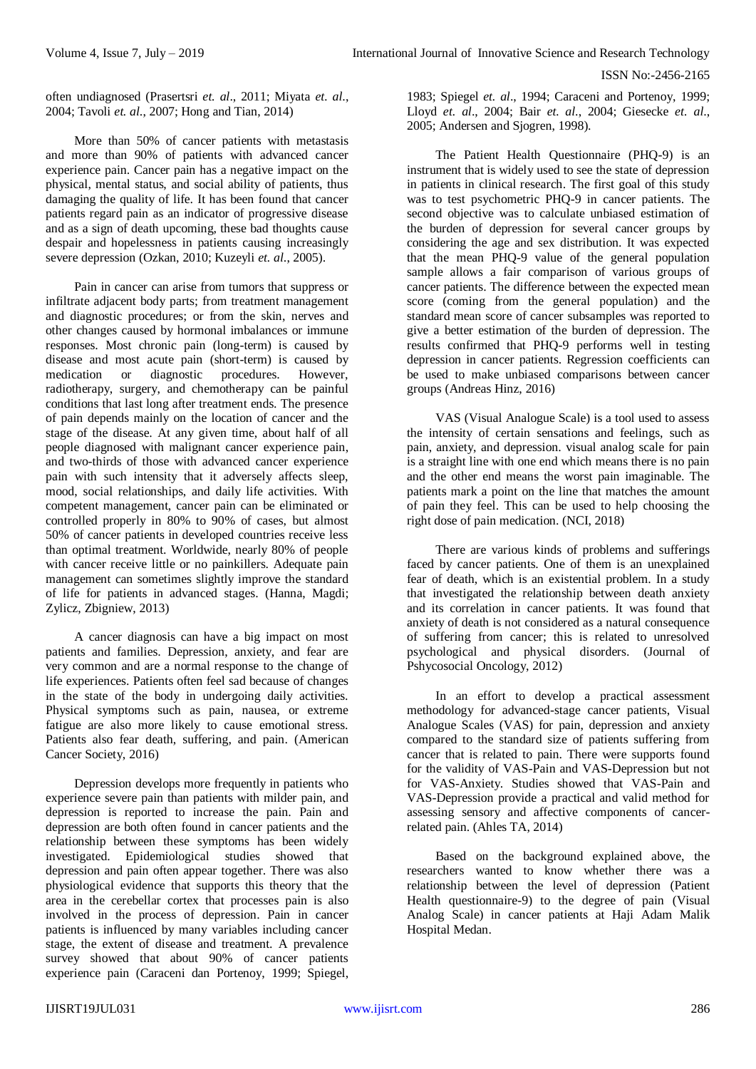often undiagnosed (Prasertsri *et. al*., 2011; Miyata *et. al*., 2004; Tavoli *et. al*., 2007; Hong and Tian, 2014)

More than 50% of cancer patients with metastasis and more than 90% of patients with advanced cancer experience pain. Cancer pain has a negative impact on the physical, mental status, and social ability of patients, thus damaging the quality of life. It has been found that cancer patients regard pain as an indicator of progressive disease and as a sign of death upcoming, these bad thoughts cause despair and hopelessness in patients causing increasingly severe depression (Ozkan, 2010; Kuzeyli *et. al*., 2005).

Pain in cancer can arise from tumors that suppress or infiltrate adjacent body parts; from treatment management and diagnostic procedures; or from the skin, nerves and other changes caused by hormonal imbalances or immune responses. Most chronic pain (long-term) is caused by disease and most acute pain (short-term) is caused by medication or diagnostic procedures. However, radiotherapy, surgery, and chemotherapy can be painful conditions that last long after treatment ends. The presence of pain depends mainly on the location of cancer and the stage of the disease. At any given time, about half of all people diagnosed with malignant cancer experience pain, and two-thirds of those with advanced cancer experience pain with such intensity that it adversely affects sleep, mood, social relationships, and daily life activities. With competent management, cancer pain can be eliminated or controlled properly in 80% to 90% of cases, but almost 50% of cancer patients in developed countries receive less than optimal treatment. Worldwide, nearly 80% of people with cancer receive little or no painkillers. Adequate pain management can sometimes slightly improve the standard of life for patients in advanced stages. (Hanna, Magdi; Zylicz, Zbigniew, 2013)

A cancer diagnosis can have a big impact on most patients and families. Depression, anxiety, and fear are very common and are a normal response to the change of life experiences. Patients often feel sad because of changes in the state of the body in undergoing daily activities. Physical symptoms such as pain, nausea, or extreme fatigue are also more likely to cause emotional stress. Patients also fear death, suffering, and pain. (American Cancer Society, 2016)

Depression develops more frequently in patients who experience severe pain than patients with milder pain, and depression is reported to increase the pain. Pain and depression are both often found in cancer patients and the relationship between these symptoms has been widely investigated. Epidemiological studies showed that depression and pain often appear together. There was also physiological evidence that supports this theory that the area in the cerebellar cortex that processes pain is also involved in the process of depression. Pain in cancer patients is influenced by many variables including cancer stage, the extent of disease and treatment. A prevalence survey showed that about 90% of cancer patients experience pain (Caraceni dan Portenoy, 1999; Spiegel, 1983; Spiegel *et. al*., 1994; Caraceni and Portenoy, 1999; Lloyd *et. al*., 2004; Bair *et. al*., 2004; Giesecke *et. al*., 2005; Andersen and Sjogren, 1998).

The Patient Health Questionnaire (PHQ-9) is an instrument that is widely used to see the state of depression in patients in clinical research. The first goal of this study was to test psychometric PHQ-9 in cancer patients. The second objective was to calculate unbiased estimation of the burden of depression for several cancer groups by considering the age and sex distribution. It was expected that the mean PHQ-9 value of the general population sample allows a fair comparison of various groups of cancer patients. The difference between the expected mean score (coming from the general population) and the standard mean score of cancer subsamples was reported to give a better estimation of the burden of depression. The results confirmed that PHQ-9 performs well in testing depression in cancer patients. Regression coefficients can be used to make unbiased comparisons between cancer groups (Andreas Hinz, 2016)

VAS (Visual Analogue Scale) is a tool used to assess the intensity of certain sensations and feelings, such as pain, anxiety, and depression. visual analog scale for pain is a straight line with one end which means there is no pain and the other end means the worst pain imaginable. The patients mark a point on the line that matches the amount of pain they feel. This can be used to help choosing the right dose of pain medication. (NCI, 2018)

There are various kinds of problems and sufferings faced by cancer patients. One of them is an unexplained fear of death, which is an existential problem. In a study that investigated the relationship between death anxiety and its correlation in cancer patients. It was found that anxiety of death is not considered as a natural consequence of suffering from cancer; this is related to unresolved psychological and physical disorders. (Journal of Pshycosocial Oncology, 2012)

In an effort to develop a practical assessment methodology for advanced-stage cancer patients, Visual Analogue Scales (VAS) for pain, depression and anxiety compared to the standard size of patients suffering from cancer that is related to pain. There were supports found for the validity of VAS-Pain and VAS-Depression but not for VAS-Anxiety. Studies showed that VAS-Pain and VAS-Depression provide a practical and valid method for assessing sensory and affective components of cancer-related pain. (Ahles TA, 2014)

Based on the background explained above, the researchers wanted to know whether there was a relationship between the level of depression (Patient Health questionnaire-9) to the degree of pain (Visual Analog Scale) in cancer patients at Haji Adam Malik Hospital Medan.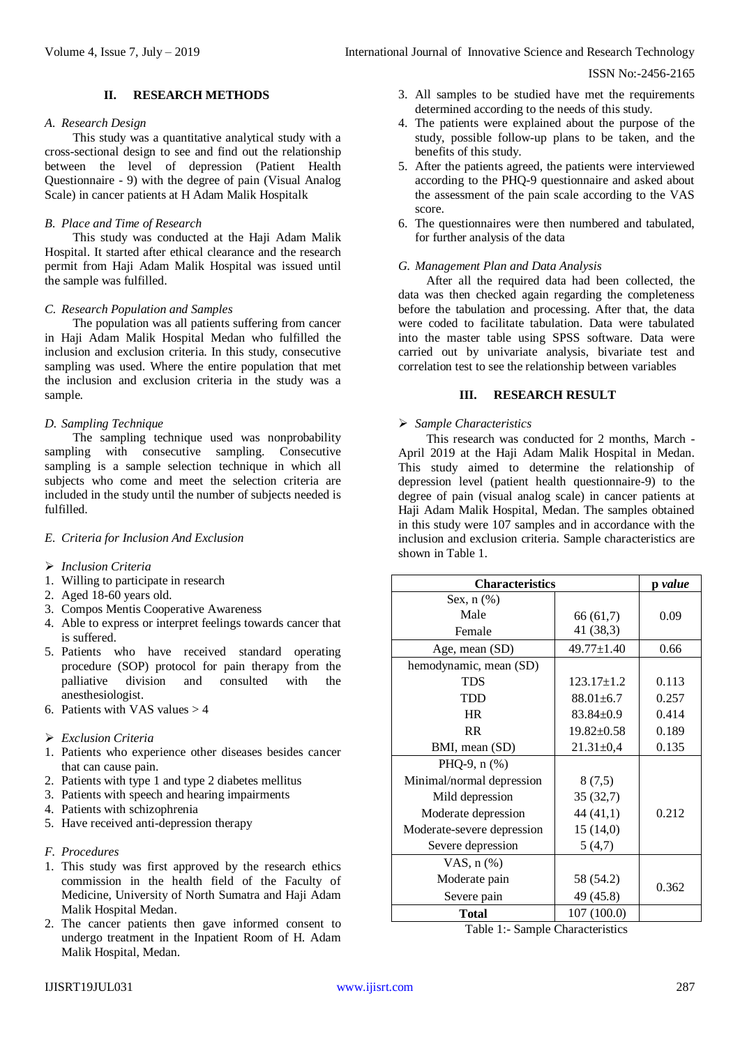## II. RESEARCH METHODS

### *A. Research Design*

This study was a quantitative analytical study with a cross-sectional design to see and find out the relationship between the level of depression (Patient Health Questionnaire - 9) with the degree of pain (Visual Analog Scale) in cancer patients at H Adam Malik Hospitalk

### *B. Place and Time of Research*

This study was conducted at the Haji Adam Malik Hospital. It started after ethical clearance and the research permit from Haji Adam Malik Hospital was issued until the sample was fulfilled.

### *C. Research Population and Samples*

The population was all patients suffering from cancer in Haji Adam Malik Hospital Medan who fulfilled the inclusion and exclusion criteria. In this study, consecutive sampling was used. Where the entire population that met the inclusion and exclusion criteria in the study was a sample.

### *D. Sampling Technique*

The sampling technique used was nonprobability sampling with consecutive sampling. Consecutive sampling is a sample selection technique in which all subjects who come and meet the selection criteria are included in the study until the number of subjects needed is fulfilled.

### *E. Criteria for Inclusion And Exclusion*

➢ *Inclusion Criteria*

1. Willing to participate in research
2. Aged 18-60 years old.
3. Compos Mentis Cooperative Awareness
4. Able to express or interpret feelings towards cancer that is suffered.
5. Patients who have received standard operating procedure (SOP) protocol for pain therapy from the palliative division and consulted with the anesthesiologist.
6. Patients with VAS values > 4

➢ *Exclusion Criteria*

1. Patients who experience other diseases besides cancer that can cause pain.
2. Patients with type 1 and type 2 diabetes mellitus
3. Patients with speech and hearing impairments
4. Patients with schizophrenia
5. Have received anti-depression therapy

### *F. Procedures*

1. This study was first approved by the research ethics commission in the health field of the Faculty of Medicine, University of North Sumatra and Haji Adam Malik Hospital Medan.
2. The cancer patients then gave informed consent to undergo treatment in the Inpatient Room of H. Adam Malik Hospital, Medan.
3. All samples to be studied have met the requirements determined according to the needs of this study.
4. The patients were explained about the purpose of the study, possible follow-up plans to be taken, and the benefits of this study.
5. After the patients agreed, the patients were interviewed according to the PHQ-9 questionnaire and asked about the assessment of the pain scale according to the VAS score.
6. The questionnaires were then numbered and tabulated, for further analysis of the data

### *G. Management Plan and Data Analysis*

After all the required data had been collected, the data was then checked again regarding the completeness before the tabulation and processing. After that, the data were coded to facilitate tabulation. Data were tabulated into the master table using SPSS software. Data were carried out by univariate analysis, bivariate test and correlation test to see the relationship between variables

## III. RESEARCH RESULT

➢ *Sample Characteristics*

This research was conducted for 2 months, March - April 2019 at the Haji Adam Malik Hospital in Medan. This study aimed to determine the relationship of depression level (patient health questionnaire-9) to the degree of pain (visual analog scale) in cancer patients at Haji Adam Malik Hospital, Medan. The samples obtained in this study were 107 samples and in accordance with the inclusion and exclusion criteria. Sample characteristics are shown in Table 1.

| Characteristics | | *p value* |
|---|---|---|
| Sex, n (%) | | |
| Male | 66 (61,7) | 0.09 |
| Female | 41 (38,3) | |
| Age, mean (SD) | 49.77±1.40 | 0.66 |
| hemodynamic, mean (SD) | | |
| TDS | 123.17±1.2 | 0.113 |
| TDD | 88.01±6.7 | 0.257 |
| HR | 83.84±0.9 | 0.414 |
| RR | 19.82±0.58 | 0.189 |
| BMI, mean (SD) | 21.31±0,4 | 0.135 |
| PHQ-9, n (%) | | |
| Minimal/normal depression | 8 (7,5) | |
| Mild depression | 35 (32,7) | |
| Moderate depression | 44 (41,1) | 0.212 |
| Moderate-severe depression | 15 (14,0) | |
| Severe depression | 5 (4,7) | |
| VAS, n (%) | | |
| Moderate pain | 58 (54.2) | 0.362 |
| Severe pain | 49 (45.8) | |
| **Total** | 107 (100.0) | |

Table 1:- Sample Characteristics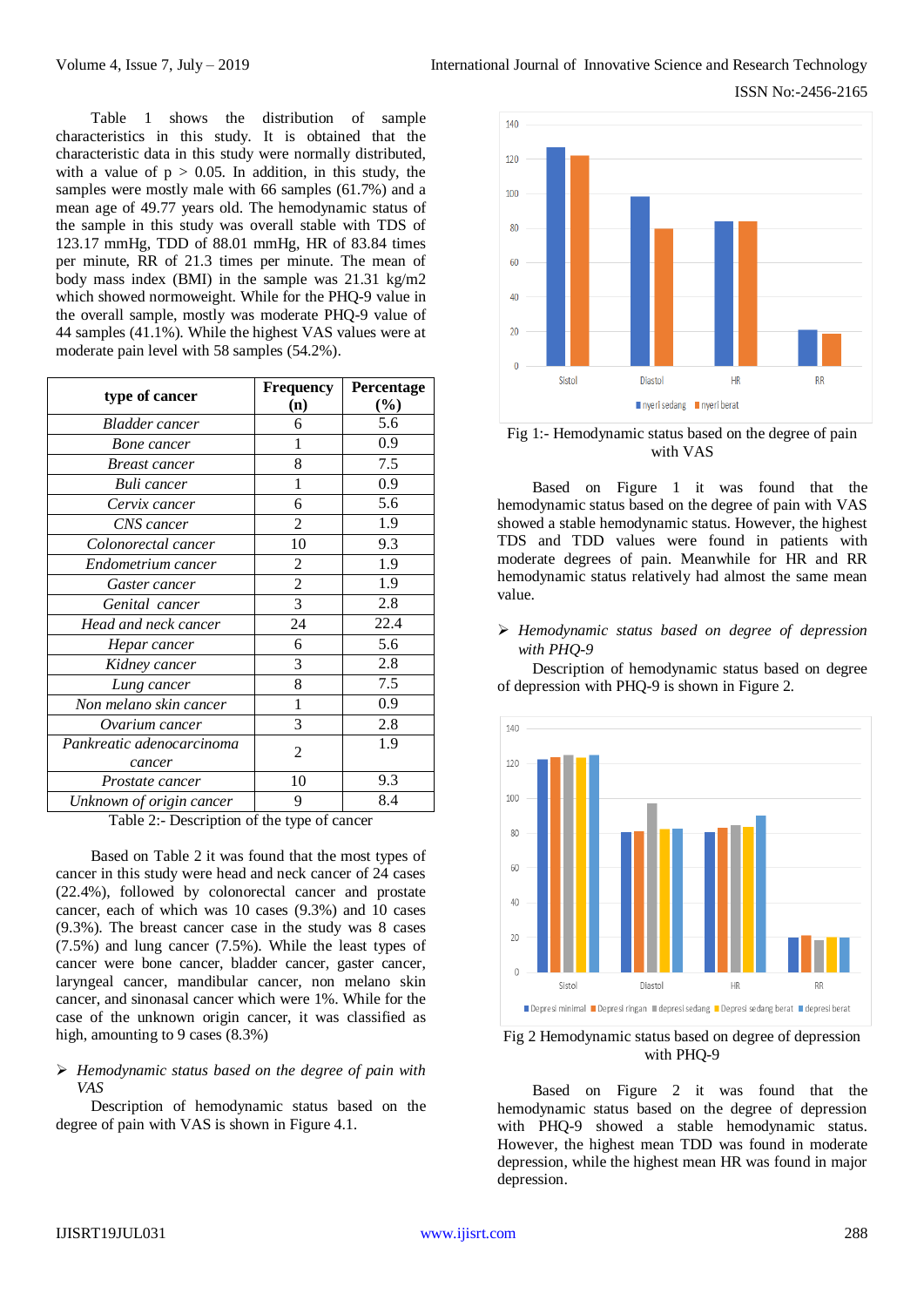Table 1 shows the distribution of sample characteristics in this study. It is obtained that the characteristic data in this study were normally distributed, with a value of $p > 0.05$. In addition, in this study, the samples were mostly male with 66 samples (61.7%) and a mean age of 49.77 years old. The hemodynamic status of the sample in this study was overall stable with TDS of 123.17 mmHg, TDD of 88.01 mmHg, HR of 83.84 times per minute, RR of 21.3 times per minute. The mean of body mass index (BMI) in the sample was 21.31 kg/m2 which showed normoweight. While for the PHQ-9 value in the overall sample, mostly was moderate PHQ-9 value of 44 samples (41.1%). While the highest VAS values were at moderate pain level with 58 samples (54.2%).

| type of cancer | Frequency (n) | Percentage (%) |
|---|---|---|
| *Bladder cancer* | 6 | 5.6 |
| *Bone cancer* | 1 | 0.9 |
| *Breast cancer* | 8 | 7.5 |
| *Buli cancer* | 1 | 0.9 |
| *Cervix cancer* | 6 | 5.6 |
| *CNS cancer* | 2 | 1.9 |
| *Colonorectal cancer* | 10 | 9.3 |
| *Endometrium cancer* | 2 | 1.9 |
| *Gaster cancer* | 2 | 1.9 |
| *Genital cancer* | 3 | 2.8 |
| *Head and neck cancer* | 24 | 22.4 |
| *Hepar cancer* | 6 | 5.6 |
| *Kidney cancer* | 3 | 2.8 |
| *Lung cancer* | 8 | 7.5 |
| *Non melano skin cancer* | 1 | 0.9 |
| *Ovarium cancer* | 3 | 2.8 |
| *Pankreatic adenocarcinoma cancer* | 2 | 1.9 |
| *Prostate cancer* | 10 | 9.3 |
| *Unknown of origin cancer* | 9 | 8.4 |

Table 2:- Description of the type of cancer

Based on Table 2 it was found that the most types of cancer in this study were head and neck cancer of 24 cases (22.4%), followed by colonorectal cancer and prostate cancer, each of which was 10 cases (9.3%) and 10 cases (9.3%). The breast cancer case in the study was 8 cases (7.5%) and lung cancer (7.5%). While the least types of cancer were bone cancer, bladder cancer, gaster cancer, laryngeal cancer, mandibular cancer, non melano skin cancer, and sinonasal cancer which were 1%. While for the case of the unknown origin cancer, it was classified as high, amounting to 9 cases (8.3%)

- *Hemodynamic status based on the degree of pain with VAS*

Description of hemodynamic status based on the degree of pain with VAS is shown in Figure 4.1.

Fig 1:- Hemodynamic status based on the degree of pain with VAS

Based on Figure 1 it was found that the hemodynamic status based on the degree of pain with VAS showed a stable hemodynamic status. However, the highest TDS and TDD values were found in patients with moderate degrees of pain. Meanwhile for HR and RR hemodynamic status relatively had almost the same mean value.

- *Hemodynamic status based on degree of depression with PHQ-9*

Description of hemodynamic status based on degree of depression with PHQ-9 is shown in Figure 2.

Fig 2 Hemodynamic status based on degree of depression with PHQ-9

Based on Figure 2 it was found that the hemodynamic status based on the degree of depression with PHQ-9 showed a stable hemodynamic status. However, the highest mean TDD was found in moderate depression, while the highest mean HR was found in major depression.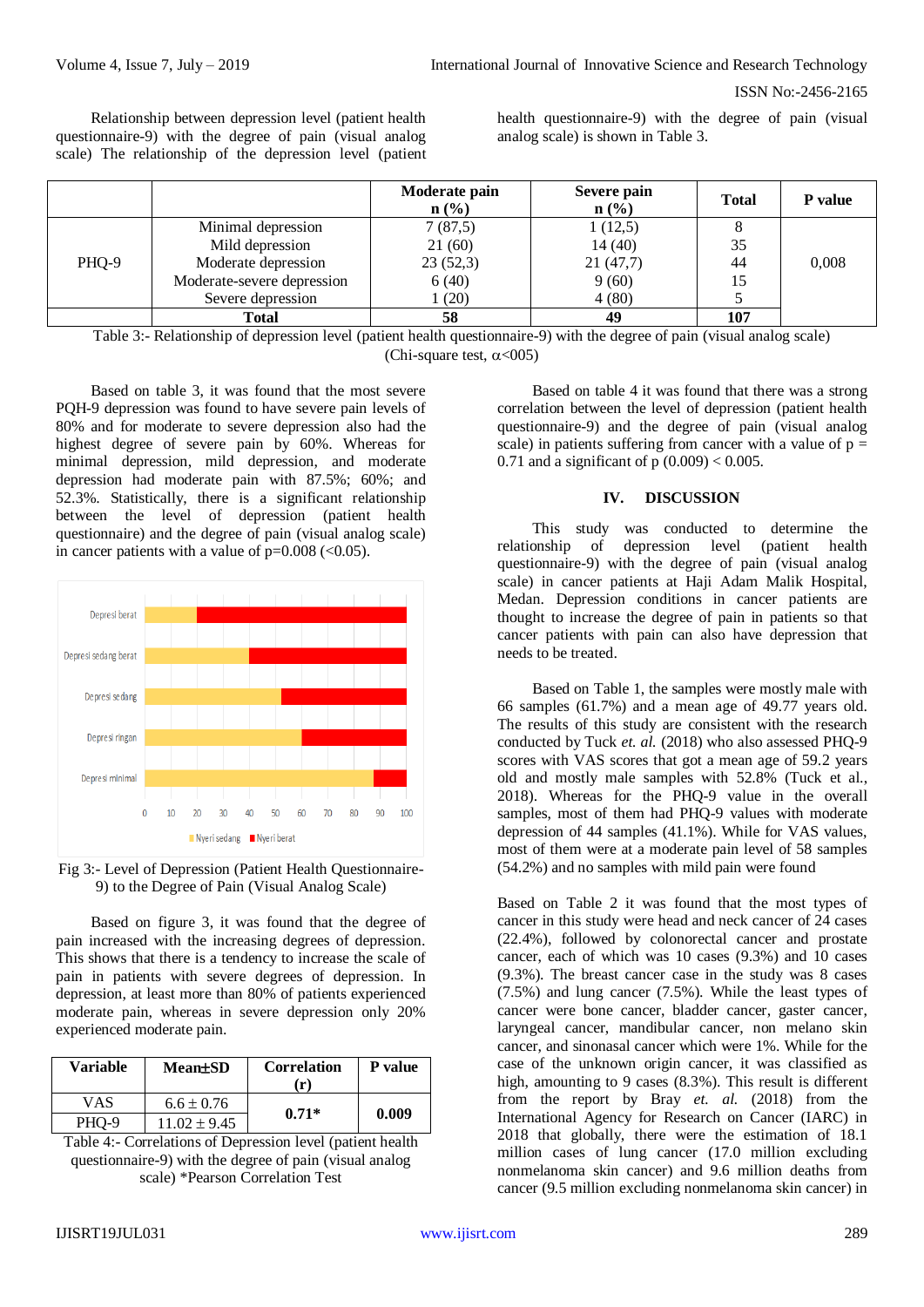Relationship between depression level (patient health questionnaire-9) with the degree of pain (visual analog scale) The relationship of the depression level (patient health questionnaire-9) with the degree of pain (visual analog scale) is shown in Table 3.

| | | Moderate pain n (%) | Severe pain n (%) | Total | P value |
|---|---|---|---|---|---|
| PHQ-9 | Minimal depression | 7 (87,5) | 1 (12,5) | 8 | 0,008 |
| | Mild depression | 21 (60) | 14 (40) | 35 | |
| | Moderate depression | 23 (52,3) | 21 (47,7) | 44 | |
| | Moderate-severe depression | 6 (40) | 9 (60) | 15 | |
| | Severe depression | 1 (20) | 4 (80) | 5 | |
| | **Total** | **58** | **49** | **107** | |

Table 3:- Relationship of depression level (patient health questionnaire-9) with the degree of pain (visual analog scale) (Chi-square test, $\alpha$<005)

Based on table 3, it was found that the most severe PQH-9 depression was found to have severe pain levels of 80% and for moderate to severe depression also had the highest degree of severe pain by 60%. Whereas for minimal depression, mild depression, and moderate depression had moderate pain with 87.5%; 60%; and 52.3%. Statistically, there is a significant relationship between the level of depression (patient health questionnaire) and the degree of pain (visual analog scale) in cancer patients with a value of p=0.008 (<0.05).

Fig 3:- Level of Depression (Patient Health Questionnaire-9) to the Degree of Pain (Visual Analog Scale)

Based on figure 3, it was found that the degree of pain increased with the increasing degrees of depression. This shows that there is a tendency to increase the scale of pain in patients with severe degrees of depression. In depression, at least more than 80% of patients experienced moderate pain, whereas in severe depression only 20% experienced moderate pain.

| Variable | Mean±SD | Correlation (r) | P value |
|---|---|---|---|
| VAS | 6.6 ± 0.76 | **0.71*** | **0.009** |
| PHQ-9 | 11.02 ± 9.45 | | |

Table 4:- Correlations of Depression level (patient health questionnaire-9) with the degree of pain (visual analog scale) *Pearson Correlation Test

Based on table 4 it was found that there was a strong correlation between the level of depression (patient health questionnaire-9) and the degree of pain (visual analog scale) in patients suffering from cancer with a value of p = 0.71 and a significant of p (0.009) < 0.005.

## IV. DISCUSSION

This study was conducted to determine the relationship of depression level (patient health questionnaire-9) with the degree of pain (visual analog scale) in cancer patients at Haji Adam Malik Hospital, Medan. Depression conditions in cancer patients are thought to increase the degree of pain in patients so that cancer patients with pain can also have depression that needs to be treated.

Based on Table 1, the samples were mostly male with 66 samples (61.7%) and a mean age of 49.77 years old. The results of this study are consistent with the research conducted by Tuck *et. al.* (2018) who also assessed PHQ-9 scores with VAS scores that got a mean age of 59.2 years old and mostly male samples with 52.8% (Tuck et al., 2018). Whereas for the PHQ-9 value in the overall samples, most of them had PHQ-9 values with moderate depression of 44 samples (41.1%). While for VAS values, most of them were at a moderate pain level of 58 samples (54.2%) and no samples with mild pain were found

Based on Table 2 it was found that the most types of cancer in this study were head and neck cancer of 24 cases (22.4%), followed by colonorectal cancer and prostate cancer, each of which was 10 cases (9.3%) and 10 cases (9.3%). The breast cancer case in the study was 8 cases (7.5%) and lung cancer (7.5%). While the least types of cancer were bone cancer, bladder cancer, gaster cancer, laryngeal cancer, mandibular cancer, non melano skin cancer, and sinonasal cancer which were 1%. While for the case of the unknown origin cancer, it was classified as high, amounting to 9 cases (8.3%). This result is different from the report by Bray *et. al.* (2018) from the International Agency for Research on Cancer (IARC) in 2018 that globally, there were the estimation of 18.1 million cases of lung cancer (17.0 million excluding nonmelanoma skin cancer) and 9.6 million deaths from cancer (9.5 million excluding nonmelanoma skin cancer) in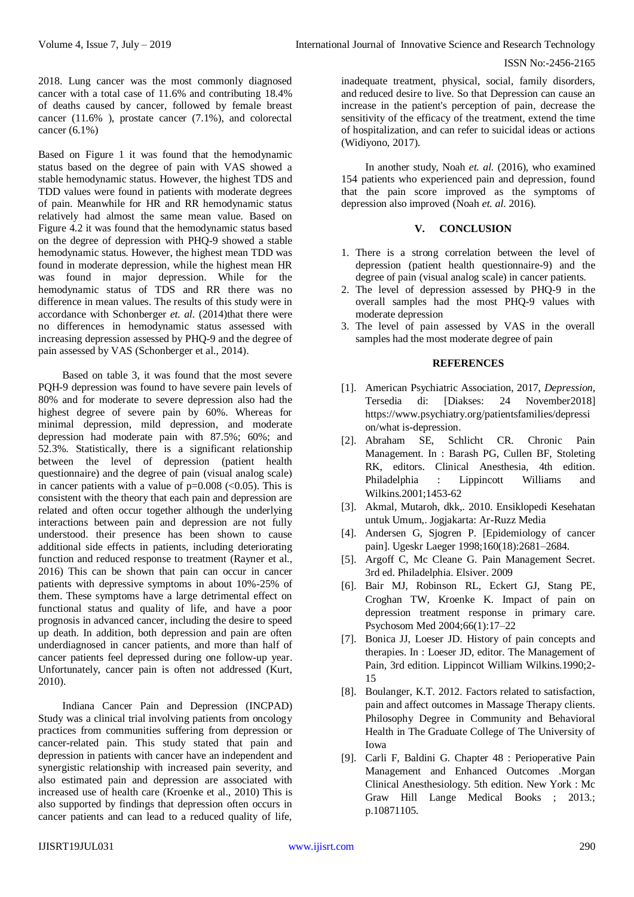2018. Lung cancer was the most commonly diagnosed cancer with a total case of 11.6% and contributing 18.4% of deaths caused by cancer, followed by female breast cancer (11.6% ), prostate cancer (7.1%), and colorectal cancer (6.1%)

Based on Figure 1 it was found that the hemodynamic status based on the degree of pain with VAS showed a stable hemodynamic status. However, the highest TDS and TDD values were found in patients with moderate degrees of pain. Meanwhile for HR and RR hemodynamic status relatively had almost the same mean value. Based on Figure 4.2 it was found that the hemodynamic status based on the degree of depression with PHQ-9 showed a stable hemodynamic status. However, the highest mean TDD was found in moderate depression, while the highest mean HR was found in major depression. While for the hemodynamic status of TDS and RR there was no difference in mean values. The results of this study were in accordance with Schonberger *et. al.* (2014)that there were no differences in hemodynamic status assessed with increasing depression assessed by PHQ-9 and the degree of pain assessed by VAS (Schonberger et al., 2014).

Based on table 3, it was found that the most severe PQH-9 depression was found to have severe pain levels of 80% and for moderate to severe depression also had the highest degree of severe pain by 60%. Whereas for minimal depression, mild depression, and moderate depression had moderate pain with 87.5%; 60%; and 52.3%. Statistically, there is a significant relationship between the level of depression (patient health questionnaire) and the degree of pain (visual analog scale) in cancer patients with a value of p=0.008 (<0.05). This is consistent with the theory that each pain and depression are related and often occur together although the underlying interactions between pain and depression are not fully understood. their presence has been shown to cause additional side effects in patients, including deteriorating function and reduced response to treatment (Rayner et al., 2016) This can be shown that pain can occur in cancer patients with depressive symptoms in about 10%-25% of them. These symptoms have a large detrimental effect on functional status and quality of life, and have a poor prognosis in advanced cancer, including the desire to speed up death. In addition, both depression and pain are often underdiagnosed in cancer patients, and more than half of cancer patients feel depressed during one follow-up year. Unfortunately, cancer pain is often not addressed (Kurt, 2010).

Indiana Cancer Pain and Depression (INCPAD) Study was a clinical trial involving patients from oncology practices from communities suffering from depression or cancer-related pain. This study stated that pain and depression in patients with cancer have an independent and synergistic relationship with increased pain severity, and also estimated pain and depression are associated with increased use of health care (Kroenke et al., 2010) This is also supported by findings that depression often occurs in cancer patients and can lead to a reduced quality of life, inadequate treatment, physical, social, family disorders, and reduced desire to live. So that Depression can cause an increase in the patient's perception of pain, decrease the sensitivity of the efficacy of the treatment, extend the time of hospitalization, and can refer to suicidal ideas or actions (Widiyono, 2017).

In another study, Noah *et. al.* (2016), who examined 154 patients who experienced pain and depression, found that the pain score improved as the symptoms of depression also improved (Noah *et. al.* 2016).

## V. CONCLUSION

1. There is a strong correlation between the level of depression (patient health questionnaire-9) and the degree of pain (visual analog scale) in cancer patients.
2. The level of depression assessed by PHQ-9 in the overall samples had the most PHQ-9 values with moderate depression
3. The level of pain assessed by VAS in the overall samples had the most moderate degree of pain

## REFERENCES

[1]. American Psychiatric Association, 2017, *Depression*, Tersedia di: [Diakses: 24 November2018] https://www.psychiatry.org/patientsfamilies/depression/what is-depression.

[2]. Abraham SE, Schlicht CR. Chronic Pain Management. In : Barash PG, Cullen BF, Stoleting RK, editors. Clinical Anesthesia, 4th edition. Philadelphia : Lippincott Williams and Wilkins.2001;1453-62

[3]. Akmal, Mutaroh, dkk,. 2010. Ensiklopedi Kesehatan untuk Umum,. Jogjakarta: Ar-Ruzz Media

[4]. Andersen G, Sjogren P. [Epidemiology of cancer pain]. Ugeskr Laeger 1998;160(18):2681–2684.

[5]. Argoff C, Mc Cleane G. Pain Management Secret. 3rd ed. Philadelphia. Elsiver. 2009

[6]. Bair MJ, Robinson RL, Eckert GJ, Stang PE, Croghan TW, Kroenke K. Impact of pain on depression treatment response in primary care. Psychosom Med 2004;66(1):17–22

[7]. Bonica JJ, Loeser JD. History of pain concepts and therapies. In : Loeser JD, editor. The Management of Pain, 3rd edition. Lippincot William Wilkins.1990;2-15

[8]. Boulanger, K.T. 2012. Factors related to satisfaction, pain and affect outcomes in Massage Therapy clients. Philosophy Degree in Community and Behavioral Health in The Graduate College of The University of Iowa

[9]. Carli F, Baldini G. Chapter 48 : Perioperative Pain Management and Enhanced Outcomes .Morgan Clinical Anesthesiology. 5th edition. New York : Mc Graw Hill Lange Medical Books ; 2013.; p.10871105.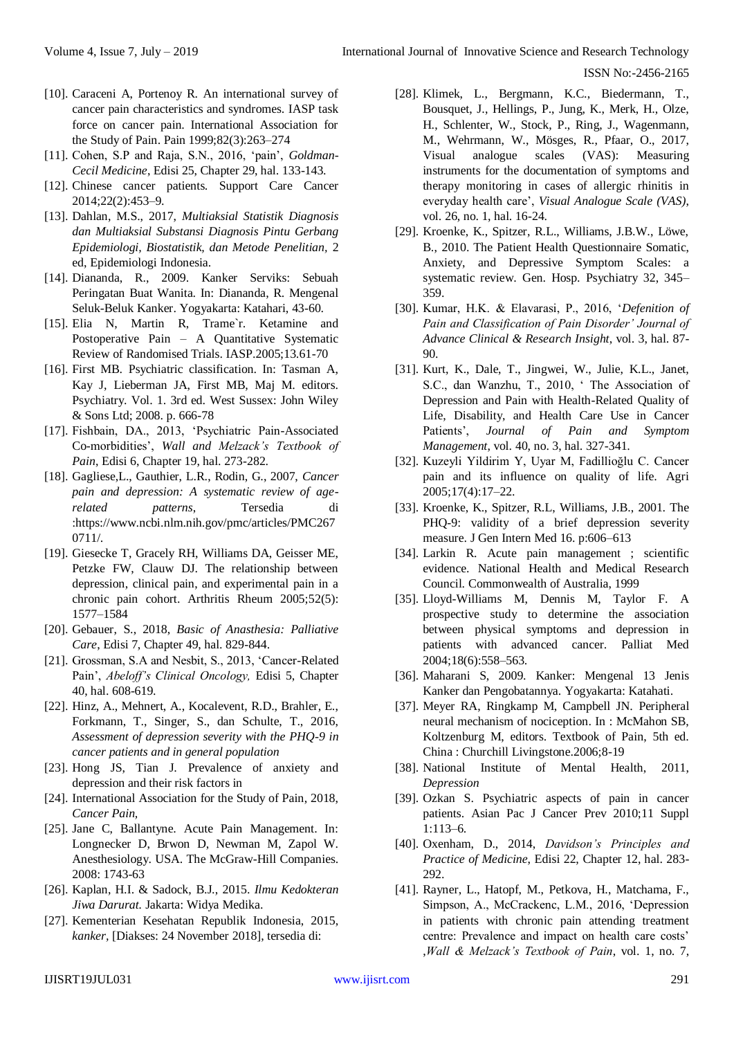[10]. Caraceni A, Portenoy R. An international survey of cancer pain characteristics and syndromes. IASP task force on cancer pain. International Association for the Study of Pain. Pain 1999;82(3):263–274

[11]. Cohen, S.P and Raja, S.N., 2016, 'pain', *Goldman-Cecil Medicine*, Edisi 25, Chapter 29, hal. 133-143.

[12]. Chinese cancer patients. Support Care Cancer 2014;22(2):453–9.

[13]. Dahlan, M.S., 2017, *Multiaksial Statistik Diagnosis dan Multiaksial Substansi Diagnosis Pintu Gerbang Epidemiologi, Biostatistik, dan Metode Penelitian*, 2 ed, Epidemiologi Indonesia.

[14]. Diananda, R., 2009. Kanker Serviks: Sebuah Peringatan Buat Wanita. In: Diananda, R. Mengenal Seluk-Beluk Kanker. Yogyakarta: Katahari, 43-60.

[15]. Elia N, Martin R, Trame`r. Ketamine and Postoperative Pain – A Quantitative Systematic Review of Randomised Trials. IASP.2005;13.61-70

[16]. First MB. Psychiatric classification. In: Tasman A, Kay J, Lieberman JA, First MB, Maj M. editors. Psychiatry. Vol. 1. 3rd ed. West Sussex: John Wiley & Sons Ltd; 2008. p. 666-78

[17]. Fishbain, DA., 2013, 'Psychiatric Pain-Associated Co-morbidities', *Wall and Melzack's Textbook of Pain*, Edisi 6, Chapter 19, hal. 273-282.

[18]. Gagliese,L., Gauthier, L.R., Rodin, G., 2007, *Cancer pain and depression: A systematic review of age-related patterns*, Tersedia di :https://www.ncbi.nlm.nih.gov/pmc/articles/PMC2670711/.

[19]. Giesecke T, Gracely RH, Williams DA, Geisser ME, Petzke FW, Clauw DJ. The relationship between depression, clinical pain, and experimental pain in a chronic pain cohort. Arthritis Rheum 2005;52(5): 1577–1584

[20]. Gebauer, S., 2018, *Basic of Anasthesia: Palliative Care*, Edisi 7, Chapter 49, hal. 829-844.

[21]. Grossman, S.A and Nesbit, S., 2013, 'Cancer-Related Pain', *Abeloff's Clinical Oncology,* Edisi 5, Chapter 40, hal. 608-619.

[22]. Hinz, A., Mehnert, A., Kocalevent, R.D., Brahler, E., Forkmann, T., Singer, S., dan Schulte, T., 2016, *Assessment of depression severity with the PHQ-9 in cancer patients and in general population*

[23]. Hong JS, Tian J. Prevalence of anxiety and depression and their risk factors in

[24]. International Association for the Study of Pain, 2018, *Cancer Pain*,

[25]. Jane C, Ballantyne. Acute Pain Management. In: Longnecker D, Brwon D, Newman M, Zapol W. Anesthesiology. USA. The McGraw-Hill Companies. 2008: 1743-63

[26]. Kaplan, H.I. & Sadock, B.J., 2015. *Ilmu Kedokteran Jiwa Darurat.* Jakarta: Widya Medika.

[27]. Kementerian Kesehatan Republik Indonesia, 2015, *kanker*, [Diakses: 24 November 2018], tersedia di:

[28]. Klimek, L., Bergmann, K.C., Biedermann, T., Bousquet, J., Hellings, P., Jung, K., Merk, H., Olze, H., Schlenter, W., Stock, P., Ring, J., Wagenmann, M., Wehrmann, W., Mösges, R., Pfaar, O., 2017, Visual analogue scales (VAS): Measuring instruments for the documentation of symptoms and therapy monitoring in cases of allergic rhinitis in everyday health care', *Visual Analogue Scale (VAS)*, vol. 26, no. 1, hal. 16-24.

[29]. Kroenke, K., Spitzer, R.L., Williams, J.B.W., Löwe, B., 2010. The Patient Health Questionnaire Somatic, Anxiety, and Depressive Symptom Scales: a systematic review. Gen. Hosp. Psychiatry 32, 345–359.

[30]. Kumar, H.K. & Elavarasi, P., 2016, '*Defenition of Pain and Classification of Pain Disorder' Journal of Advance Clinical & Research Insight*, vol. 3, hal. 87-90.

[31]. Kurt, K., Dale, T., Jingwei, W., Julie, K.L., Janet, S.C., dan Wanzhu, T., 2010, ' The Association of Depression and Pain with Health-Related Quality of Life, Disability, and Health Care Use in Cancer Patients', *Journal of Pain and Symptom Management*, vol. 40, no. 3, hal. 327-341.

[32]. Kuzeyli Yildirim Y, Uyar M, Fadillioğlu C. Cancer pain and its influence on quality of life. Agri 2005;17(4):17–22.

[33]. Kroenke, K., Spitzer, R.L, Williams, J.B., 2001. The PHQ-9: validity of a brief depression severity measure. J Gen Intern Med 16. p:606–613

[34]. Larkin R. Acute pain management ; scientific evidence. National Health and Medical Research Council. Commonwealth of Australia, 1999

[35]. Lloyd-Williams M, Dennis M, Taylor F. A prospective study to determine the association between physical symptoms and depression in patients with advanced cancer. Palliat Med 2004;18(6):558–563.

[36]. Maharani S, 2009. Kanker: Mengenal 13 Jenis Kanker dan Pengobatannya. Yogyakarta: Katahati.

[37]. Meyer RA, Ringkamp M, Campbell JN. Peripheral neural mechanism of nociception. In : McMahon SB, Koltzenburg M, editors. Textbook of Pain, 5th ed. China : Churchill Livingstone.2006;8-19

[38]. National Institute of Mental Health, 2011, *Depression*

[39]. Ozkan S. Psychiatric aspects of pain in cancer patients. Asian Pac J Cancer Prev 2010;11 Suppl 1:113–6.

[40]. Oxenham, D., 2014, *Davidson's Principles and Practice of Medicine*, Edisi 22, Chapter 12, hal. 283-292.

[41]. Rayner, L., Hatopf, M., Petkova, H., Matchama, F., Simpson, A., McCrackenc, L.M., 2016, 'Depression in patients with chronic pain attending treatment centre: Prevalence and impact on health care costs' ,*Wall & Melzack's Textbook of Pain*, vol. 1, no. 7,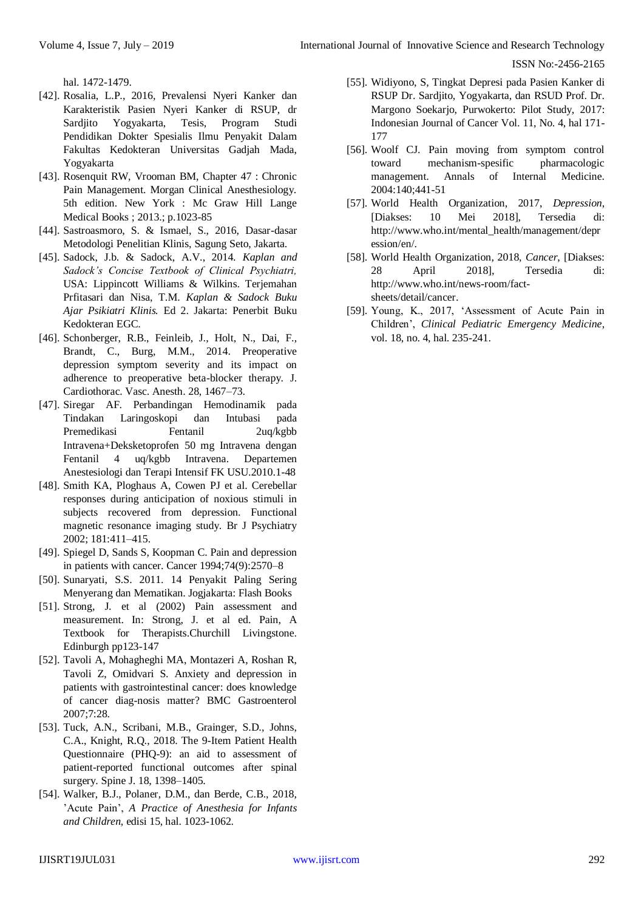hal. 1472-1479.

[42]. Rosalia, L.P., 2016, Prevalensi Nyeri Kanker dan Karakteristik Pasien Nyeri Kanker di RSUP, dr Sardjito Yogyakarta, Tesis, Program Studi Pendidikan Dokter Spesialis Ilmu Penyakit Dalam Fakultas Kedokteran Universitas Gadjah Mada, Yogyakarta

[43]. Rosenquit RW, Vrooman BM, Chapter 47 : Chronic Pain Management. Morgan Clinical Anesthesiology. 5th edition. New York : Mc Graw Hill Lange Medical Books ; 2013.; p.1023-85

[44]. Sastroasmoro, S. & Ismael, S., 2016, Dasar-dasar Metodologi Penelitian Klinis, Sagung Seto, Jakarta.

[45]. Sadock, J.b. & Sadock, A.V., 2014. *Kaplan and Sadock's Concise Textbook of Clinical Psychiatri,* USA: Lippincott Williams & Wilkins. Terjemahan Prfitasari dan Nisa, T.M. *Kaplan & Sadock Buku Ajar Psikiatri Klinis.* Ed 2. Jakarta: Penerbit Buku Kedokteran EGC.

[46]. Schonberger, R.B., Feinleib, J., Holt, N., Dai, F., Brandt, C., Burg, M.M., 2014. Preoperative depression symptom severity and its impact on adherence to preoperative beta-blocker therapy. J. Cardiothorac. Vasc. Anesth. 28, 1467–73.

[47]. Siregar AF. Perbandingan Hemodinamik pada Tindakan Laringoskopi dan Intubasi pada Premedikasi Fentanil 2uq/kgbb Intravena+Deksketoprofen 50 mg Intravena dengan Fentanil 4 uq/kgbb Intravena. Departemen Anestesiologi dan Terapi Intensif FK USU.2010.1-48

[48]. Smith KA, Ploghaus A, Cowen PJ et al. Cerebellar responses during anticipation of noxious stimuli in subjects recovered from depression. Functional magnetic resonance imaging study. Br J Psychiatry 2002; 181:411–415.

[49]. Spiegel D, Sands S, Koopman C. Pain and depression in patients with cancer. Cancer 1994;74(9):2570–8

[50]. Sunaryati, S.S. 2011. 14 Penyakit Paling Sering Menyerang dan Mematikan. Jogjakarta: Flash Books

[51]. Strong, J. et al (2002) Pain assessment and measurement. In: Strong, J. et al ed. Pain, A Textbook for Therapists.Churchill Livingstone. Edinburgh pp123-147

[52]. Tavoli A, Mohagheghi MA, Montazeri A, Roshan R, Tavoli Z, Omidvari S. Anxiety and depression in patients with gastrointestinal cancer: does knowledge of cancer diag-nosis matter? BMC Gastroenterol 2007;7:28.

[53]. Tuck, A.N., Scribani, M.B., Grainger, S.D., Johns, C.A., Knight, R.Q., 2018. The 9-Item Patient Health Questionnaire (PHQ-9): an aid to assessment of patient-reported functional outcomes after spinal surgery. Spine J. 18, 1398–1405.

[54]. Walker, B.J., Polaner, D.M., dan Berde, C.B., 2018, 'Acute Pain', *A Practice of Anesthesia for Infants and Children*, edisi 15, hal. 1023-1062.

[55]. Widiyono, S, Tingkat Depresi pada Pasien Kanker di RSUP Dr. Sardjito, Yogyakarta, dan RSUD Prof. Dr. Margono Soekarjo, Purwokerto: Pilot Study, 2017: Indonesian Journal of Cancer Vol. 11, No. 4, hal 171-177

[56]. Woolf CJ. Pain moving from symptom control toward mechanism-spesific pharmacologic management. Annals of Internal Medicine. 2004:140;441-51

[57]. World Health Organization, 2017, *Depression*, [Diakses: 10 Mei 2018], Tersedia di: http://www.who.int/mental_health/management/depression/en/.

[58]. World Health Organization, 2018, *Cancer*, [Diakses: 28 April 2018], Tersedia di: http://www.who.int/news-room/fact-sheets/detail/cancer.

[59]. Young, K., 2017, 'Assessment of Acute Pain in Children', *Clinical Pediatric Emergency Medicine*, vol. 18, no. 4, hal. 235-241.